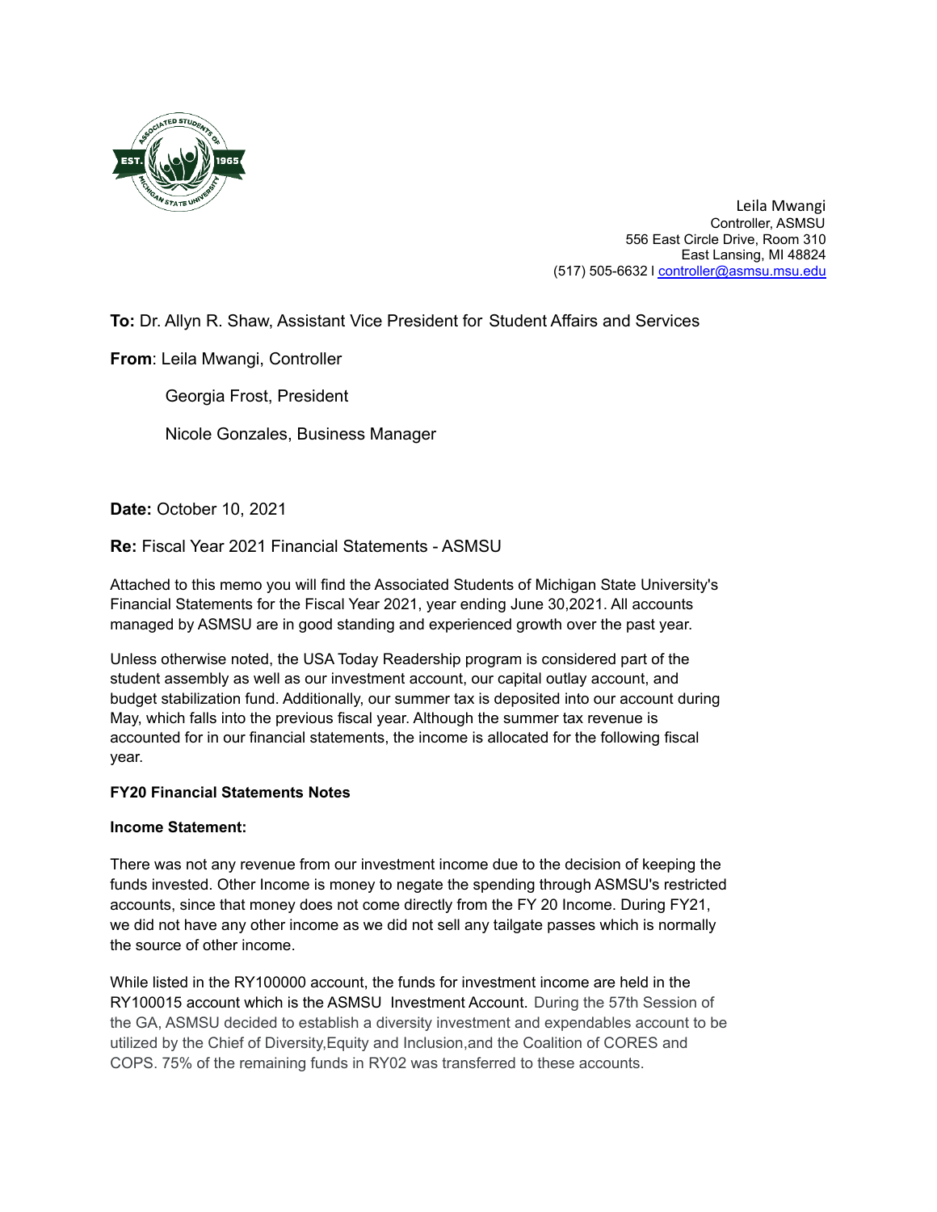Leila Mwangi
Controller, ASMSU
556 East Circle Drive, Room 310
East Lansing, MI 48824
(517) 505-6632 | controller@asmsu.msu.edu

**To:** Dr. Allyn R. Shaw, Assistant Vice President for Student Affairs and Services

**From**: Leila Mwangi, Controller

Georgia Frost, President

Nicole Gonzales, Business Manager

**Date:** October 10, 2021

**Re:** Fiscal Year 2021 Financial Statements - ASMSU

Attached to this memo you will find the Associated Students of Michigan State University's Financial Statements for the Fiscal Year 2021, year ending June 30,2021. All accounts managed by ASMSU are in good standing and experienced growth over the past year.

Unless otherwise noted, the USA Today Readership program is considered part of the student assembly as well as our investment account, our capital outlay account, and budget stabilization fund. Additionally, our summer tax is deposited into our account during May, which falls into the previous fiscal year. Although the summer tax revenue is accounted for in our financial statements, the income is allocated for the following fiscal year.

**FY20 Financial Statements Notes**

**Income Statement:**

There was not any revenue from our investment income due to the decision of keeping the funds invested. Other Income is money to negate the spending through ASMSU's restricted accounts, since that money does not come directly from the FY 20 Income. During FY21, we did not have any other income as we did not sell any tailgate passes which is normally the source of other income.

While listed in the RY100000 account, the funds for investment income are held in the RY100015 account which is the ASMSU Investment Account. During the 57th Session of the GA, ASMSU decided to establish a diversity investment and expendables account to be utilized by the Chief of Diversity,Equity and Inclusion,and the Coalition of CORES and COPS. 75% of the remaining funds in RY02 was transferred to these accounts.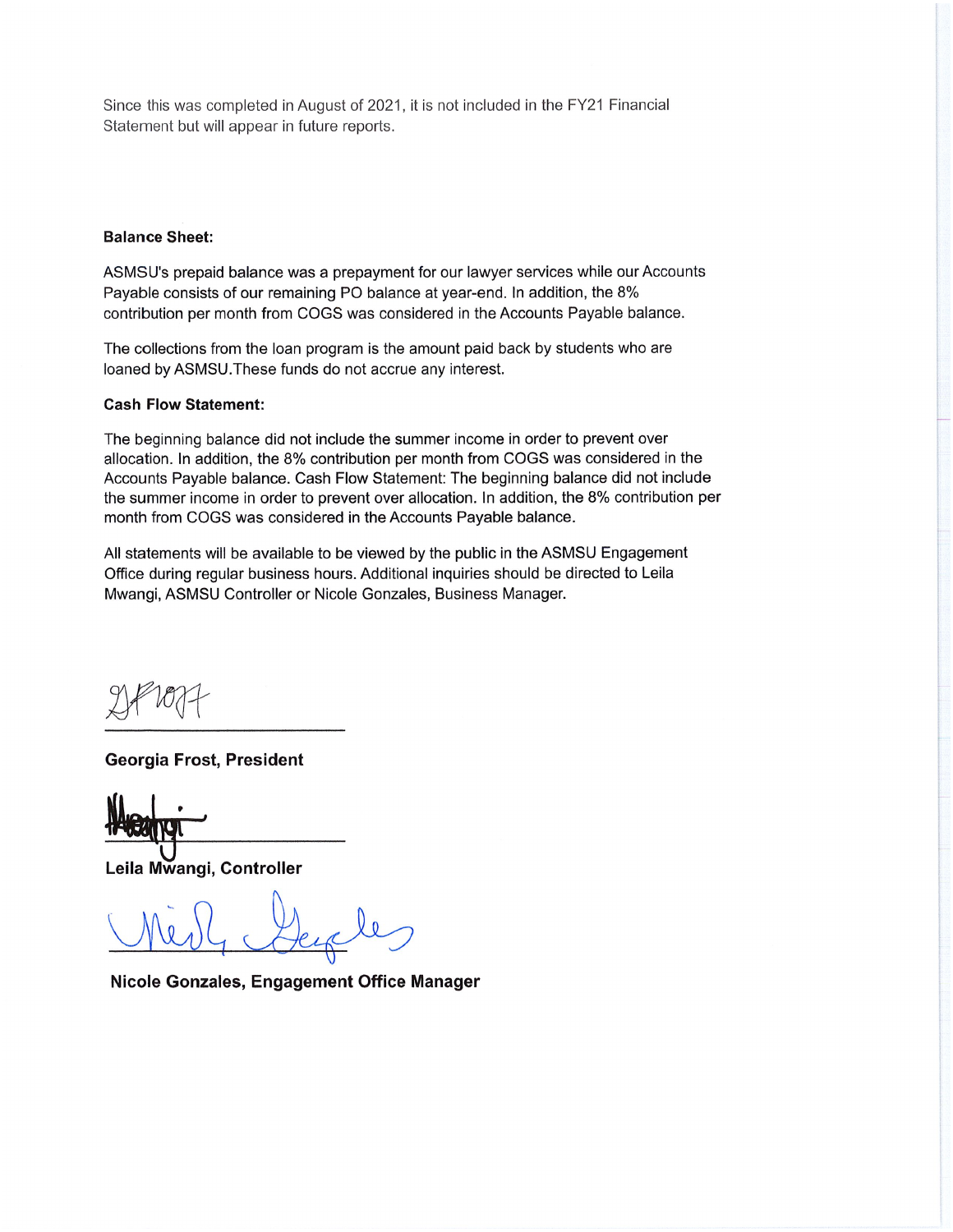Since this was completed in August of 2021, it is not included in the FY21 Financial Statement but will appear in future reports.

**Balance Sheet:**

ASMSU's prepaid balance was a prepayment for our lawyer services while our Accounts Payable consists of our remaining PO balance at year-end. In addition, the 8% contribution per month from COGS was considered in the Accounts Payable balance.

The collections from the loan program is the amount paid back by students who are loaned by ASMSU.These funds do not accrue any interest.

**Cash Flow Statement:**

The beginning balance did not include the summer income in order to prevent over allocation. In addition, the 8% contribution per month from COGS was considered in the Accounts Payable balance. Cash Flow Statement: The beginning balance did not include the summer income in order to prevent over allocation. In addition, the 8% contribution per month from COGS was considered in the Accounts Payable balance.

All statements will be available to be viewed by the public in the ASMSU Engagement Office during regular business hours. Additional inquiries should be directed to Leila Mwangi, ASMSU Controller or Nicole Gonzales, Business Manager.

**Georgia Frost, President**

**Leila Mwangi, Controller**

**Nicole Gonzales, Engagement Office Manager**